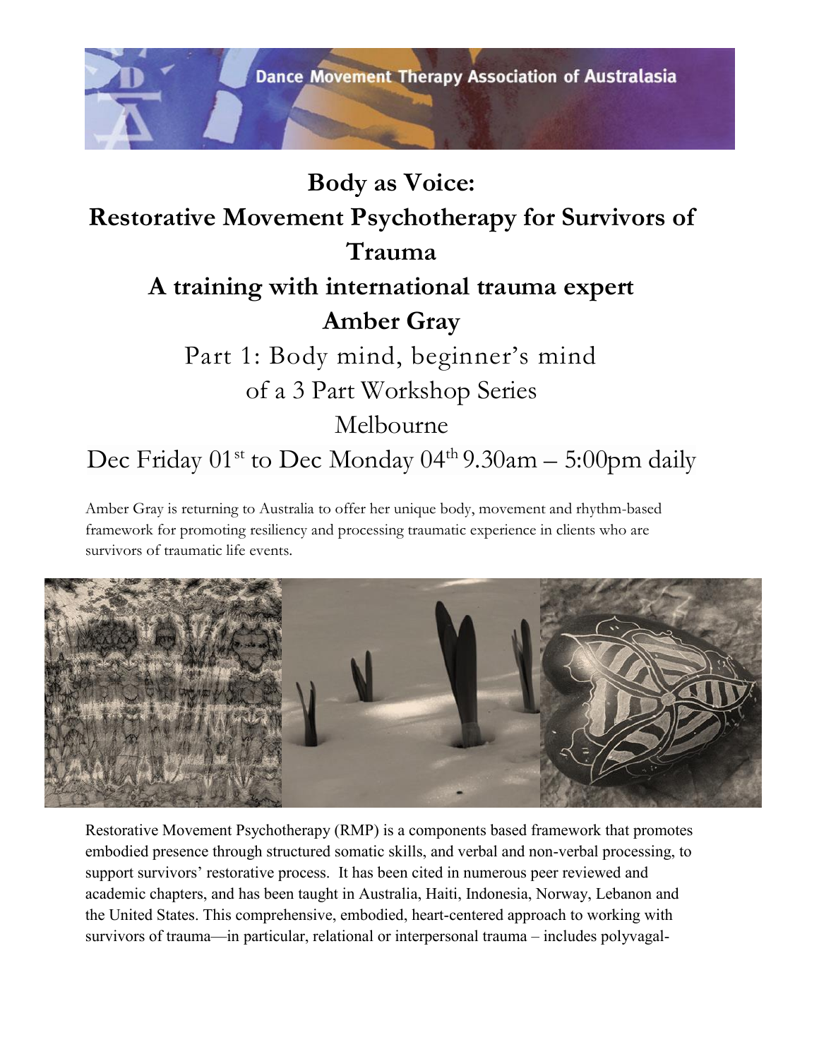Dance Movement Therapy Association of Australasia

# Body as Voice:
# Restorative Movement Psychotherapy for Survivors of Trauma

## A training with international trauma expert Amber Gray

Part 1: Body mind, beginner's mind

of a 3 Part Workshop Series

Melbourne

Dec Friday 01st to Dec Monday 04th 9.30am – 5:00pm daily

Amber Gray is returning to Australia to offer her unique body, movement and rhythm-based framework for promoting resiliency and processing traumatic experience in clients who are survivors of traumatic life events.

Restorative Movement Psychotherapy (RMP) is a components based framework that promotes embodied presence through structured somatic skills, and verbal and non-verbal processing, to support survivors' restorative process. It has been cited in numerous peer reviewed and academic chapters, and has been taught in Australia, Haiti, Indonesia, Norway, Lebanon and the United States. This comprehensive, embodied, heart-centered approach to working with survivors of trauma—in particular, relational or interpersonal trauma – includes polyvagal-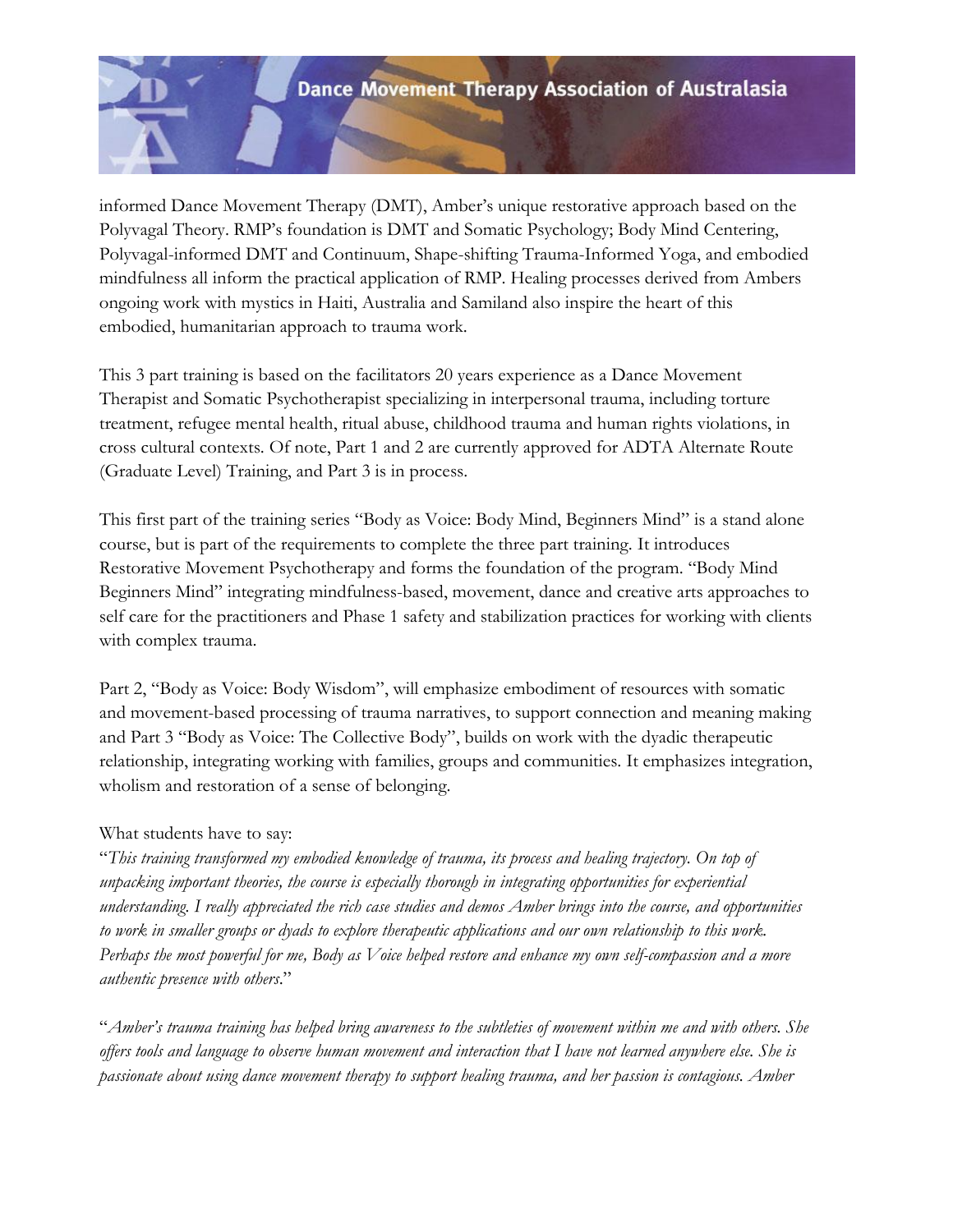informed Dance Movement Therapy (DMT), Amber's unique restorative approach based on the Polyvagal Theory. RMP's foundation is DMT and Somatic Psychology; Body Mind Centering, Polyvagal-informed DMT and Continuum, Shape-shifting Trauma-Informed Yoga, and embodied mindfulness all inform the practical application of RMP. Healing processes derived from Ambers ongoing work with mystics in Haiti, Australia and Samiland also inspire the heart of this embodied, humanitarian approach to trauma work.

This 3 part training is based on the facilitators 20 years experience as a Dance Movement Therapist and Somatic Psychotherapist specializing in interpersonal trauma, including torture treatment, refugee mental health, ritual abuse, childhood trauma and human rights violations, in cross cultural contexts. Of note, Part 1 and 2 are currently approved for ADTA Alternate Route (Graduate Level) Training, and Part 3 is in process.

This first part of the training series "Body as Voice: Body Mind, Beginners Mind" is a stand alone course, but is part of the requirements to complete the three part training. It introduces Restorative Movement Psychotherapy and forms the foundation of the program. "Body Mind Beginners Mind" integrating mindfulness-based, movement, dance and creative arts approaches to self care for the practitioners and Phase 1 safety and stabilization practices for working with clients with complex trauma.

Part 2, "Body as Voice: Body Wisdom", will emphasize embodiment of resources with somatic and movement-based processing of trauma narratives, to support connection and meaning making and Part 3 "Body as Voice: The Collective Body", builds on work with the dyadic therapeutic relationship, integrating working with families, groups and communities. It emphasizes integration, wholism and restoration of a sense of belonging.

What students have to say:

"*This training transformed my embodied knowledge of trauma, its process and healing trajectory. On top of unpacking important theories, the course is especially thorough in integrating opportunities for experiential understanding. I really appreciated the rich case studies and demos Amber brings into the course, and opportunities to work in smaller groups or dyads to explore therapeutic applications and our own relationship to this work. Perhaps the most powerful for me, Body as Voice helped restore and enhance my own self-compassion and a more authentic presence with others.*"

"*Amber's trauma training has helped bring awareness to the subtleties of movement within me and with others. She offers tools and language to observe human movement and interaction that I have not learned anywhere else. She is passionate about using dance movement therapy to support healing trauma, and her passion is contagious. Amber*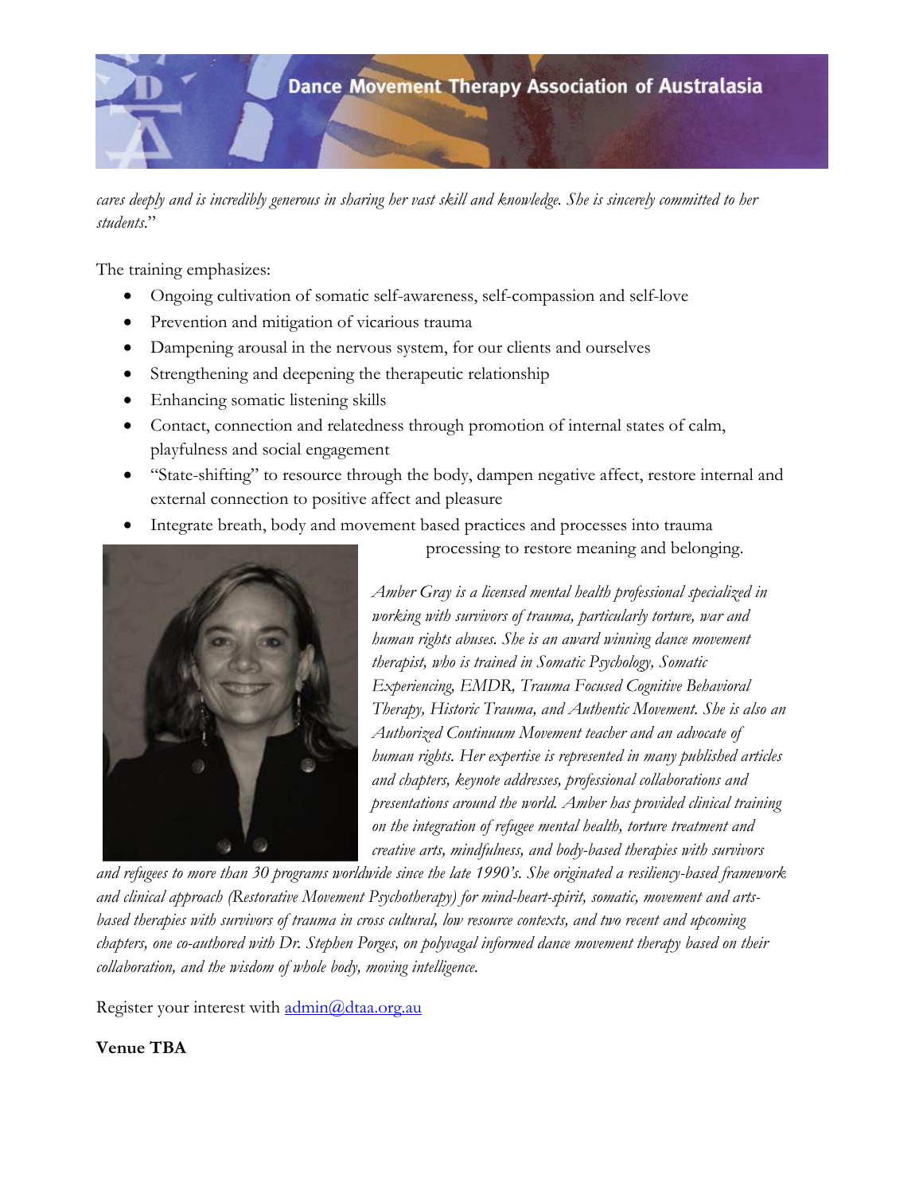*cares deeply and is incredibly generous in sharing her vast skill and knowledge. She is sincerely committed to her students*."

The training emphasizes:

- Ongoing cultivation of somatic self-awareness, self-compassion and self-love
- Prevention and mitigation of vicarious trauma
- Dampening arousal in the nervous system, for our clients and ourselves
- Strengthening and deepening the therapeutic relationship
- Enhancing somatic listening skills
- Contact, connection and relatedness through promotion of internal states of calm, playfulness and social engagement
- "State-shifting" to resource through the body, dampen negative affect, restore internal and external connection to positive affect and pleasure
- Integrate breath, body and movement based practices and processes into trauma processing to restore meaning and belonging.

*Amber Gray is a licensed mental health professional specialized in working with survivors of trauma, particularly torture, war and human rights abuses. She is an award winning dance movement therapist, who is trained in Somatic Psychology, Somatic Experiencing, EMDR, Trauma Focused Cognitive Behavioral Therapy, Historic Trauma, and Authentic Movement. She is also an Authorized Continuum Movement teacher and an advocate of human rights. Her expertise is represented in many published articles and chapters, keynote addresses, professional collaborations and presentations around the world. Amber has provided clinical training on the integration of refugee mental health, torture treatment and creative arts, mindfulness, and body-based therapies with survivors and refugees to more than 30 programs worldwide since the late 1990's. She originated a resiliency-based framework and clinical approach (Restorative Movement Psychotherapy) for mind-heart-spirit, somatic, movement and arts-based therapies with survivors of trauma in cross cultural, low resource contexts, and two recent and upcoming chapters, one co-authored with Dr. Stephen Porges, on polyvagal informed dance movement therapy based on their collaboration, and the wisdom of whole body, moving intelligence.*

Register your interest with admin@dtaa.org.au

**Venue TBA**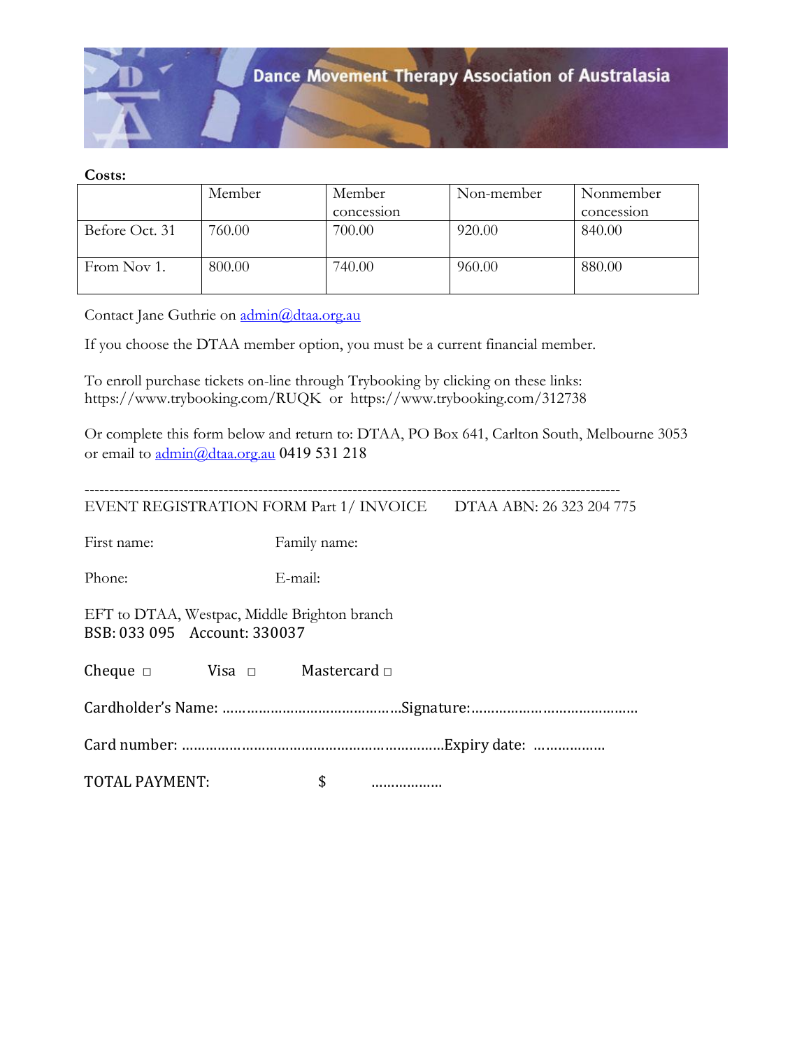Dance Movement Therapy Association of Australasia

**Costs:**

| | Member | Member concession | Non-member | Nonmember concession |
|---|---|---|---|---|
| Before Oct. 31 | 760.00 | 700.00 | 920.00 | 840.00 |
| From Nov 1. | 800.00 | 740.00 | 960.00 | 880.00 |

Contact Jane Guthrie on admin@dtaa.org.au

If you choose the DTAA member option, you must be a current financial member.

To enroll purchase tickets on-line through Trybooking by clicking on these links:
https://www.trybooking.com/RUQK or https://www.trybooking.com/312738

Or complete this form below and return to: DTAA, PO Box 641, Carlton South, Melbourne 3053 or email to admin@dtaa.org.au 0419 531 218

---

EVENT REGISTRATION FORM Part 1/ INVOICE DTAA ABN: 26 323 204 775

First name: Family name:

Phone: E-mail:

EFT to DTAA, Westpac, Middle Brighton branch
BSB: 033 095 Account: 330037

Cheque □ Visa □ Mastercard □

Cardholder's Name: ……………………………………Signature:……………………………………

Card number: …………………………………………………………Expiry date: ………………

TOTAL PAYMENT: $ ………………